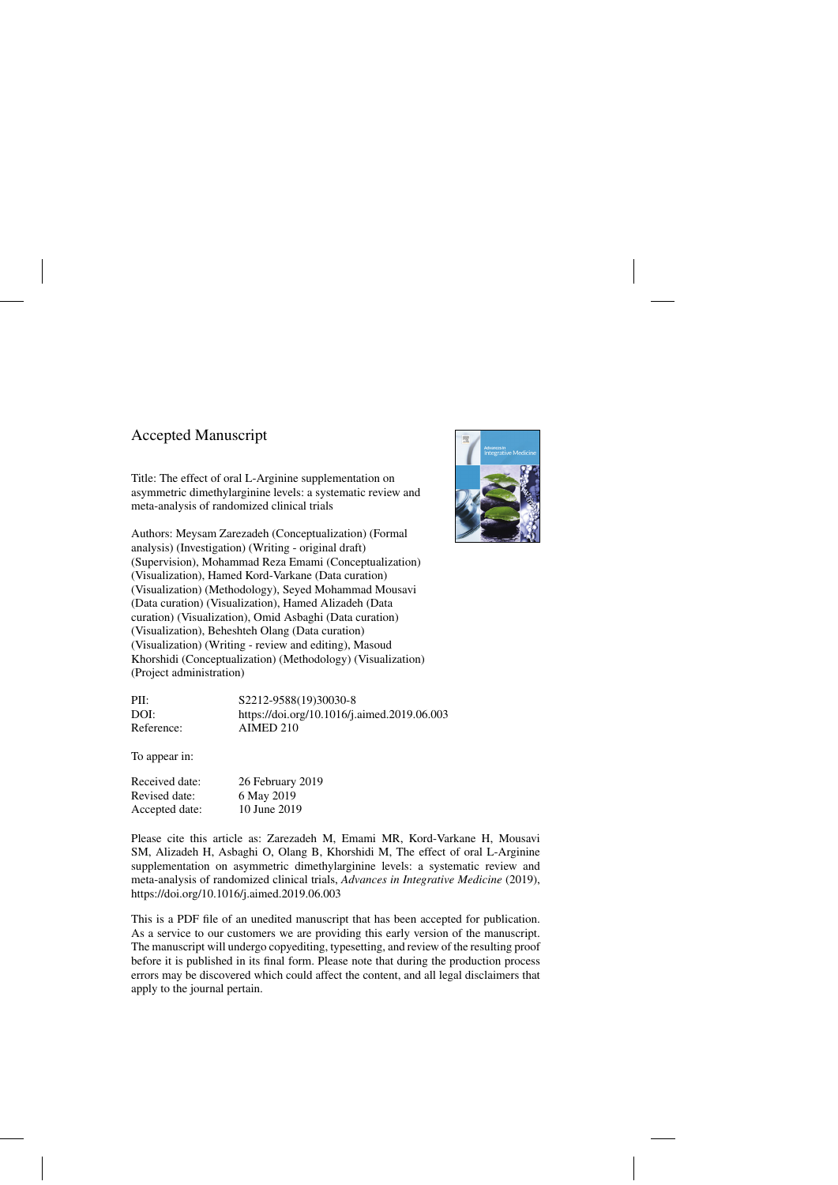Accepted Manuscript

Title: The effect of oral L-Arginine supplementation on asymmetric dimethylarginine levels: a systematic review and meta-analysis of randomized clinical trials

Authors: Meysam Zarezadeh (Conceptualization) (Formal analysis) (Investigation) (Writing - original draft) (Supervision), Mohammad Reza Emami (Conceptualization) (Visualization), Hamed Kord-Varkane (Data curation) (Visualization) (Methodology), Seyed Mohammad Mousavi (Data curation) (Visualization), Hamed Alizadeh (Data curation) (Visualization), Omid Asbaghi (Data curation) (Visualization), Beheshteh Olang (Data curation) (Visualization) (Writing - review and editing), Masoud Khorshidi (Conceptualization) (Methodology) (Visualization) (Project administration)

| | |
|---|---|
| PII: | S2212-9588(19)30030-8 |
| DOI: | https://doi.org/10.1016/j.aimed.2019.06.003 |
| Reference: | AIMED 210 |

To appear in:

| | |
|---|---|
| Received date: | 26 February 2019 |
| Revised date: | 6 May 2019 |
| Accepted date: | 10 June 2019 |

Please cite this article as: Zarezadeh M, Emami MR, Kord-Varkane H, Mousavi SM, Alizadeh H, Asbaghi O, Olang B, Khorshidi M, The effect of oral L-Arginine supplementation on asymmetric dimethylarginine levels: a systematic review and meta-analysis of randomized clinical trials, *Advances in Integrative Medicine* (2019), https://doi.org/10.1016/j.aimed.2019.06.003

This is a PDF file of an unedited manuscript that has been accepted for publication. As a service to our customers we are providing this early version of the manuscript. The manuscript will undergo copyediting, typesetting, and review of the resulting proof before it is published in its final form. Please note that during the production process errors may be discovered which could affect the content, and all legal disclaimers that apply to the journal pertain.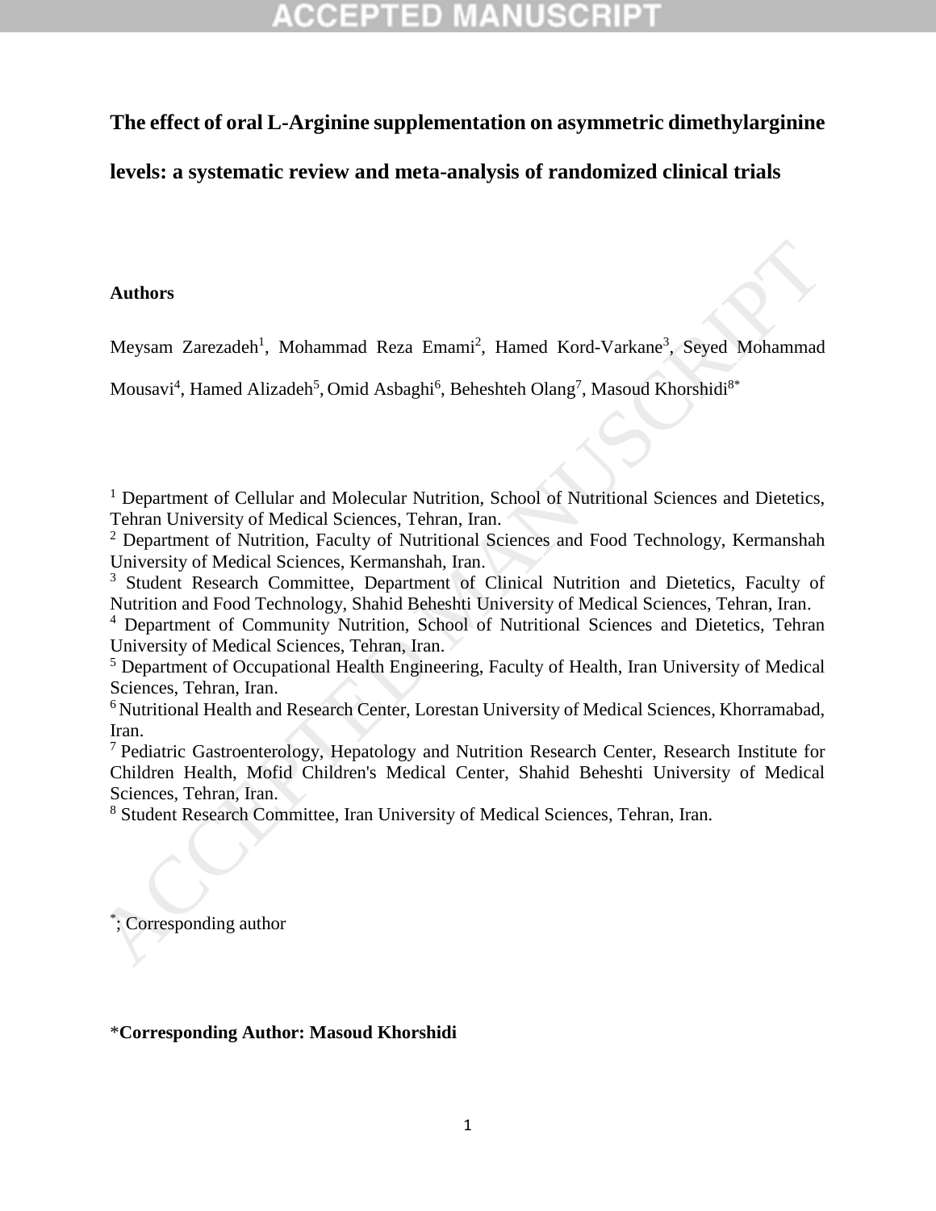# The effect of oral L-Arginine supplementation on asymmetric dimethylarginine levels: a systematic review and meta-analysis of randomized clinical trials

**Authors**

Meysam Zarezadeh[1], Mohammad Reza Emami[2], Hamed Kord-Varkane[3], Seyed Mohammad Mousavi[4], Hamed Alizadeh[5], Omid Asbaghi[6], Beheshteh Olang[7], Masoud Khorshidi[8*]

[1] Department of Cellular and Molecular Nutrition, School of Nutritional Sciences and Dietetics, Tehran University of Medical Sciences, Tehran, Iran.
[2] Department of Nutrition, Faculty of Nutritional Sciences and Food Technology, Kermanshah University of Medical Sciences, Kermanshah, Iran.
[3] Student Research Committee, Department of Clinical Nutrition and Dietetics, Faculty of Nutrition and Food Technology, Shahid Beheshti University of Medical Sciences, Tehran, Iran.
[4] Department of Community Nutrition, School of Nutritional Sciences and Dietetics, Tehran University of Medical Sciences, Tehran, Iran.
[5] Department of Occupational Health Engineering, Faculty of Health, Iran University of Medical Sciences, Tehran, Iran.
[6] Nutritional Health and Research Center, Lorestan University of Medical Sciences, Khorramabad, Iran.
[7] Pediatric Gastroenterology, Hepatology and Nutrition Research Center, Research Institute for Children Health, Mofid Children's Medical Center, Shahid Beheshti University of Medical Sciences, Tehran, Iran.
[8] Student Research Committee, Iran University of Medical Sciences, Tehran, Iran.

*; Corresponding author

\***Corresponding Author: Masoud Khorshidi**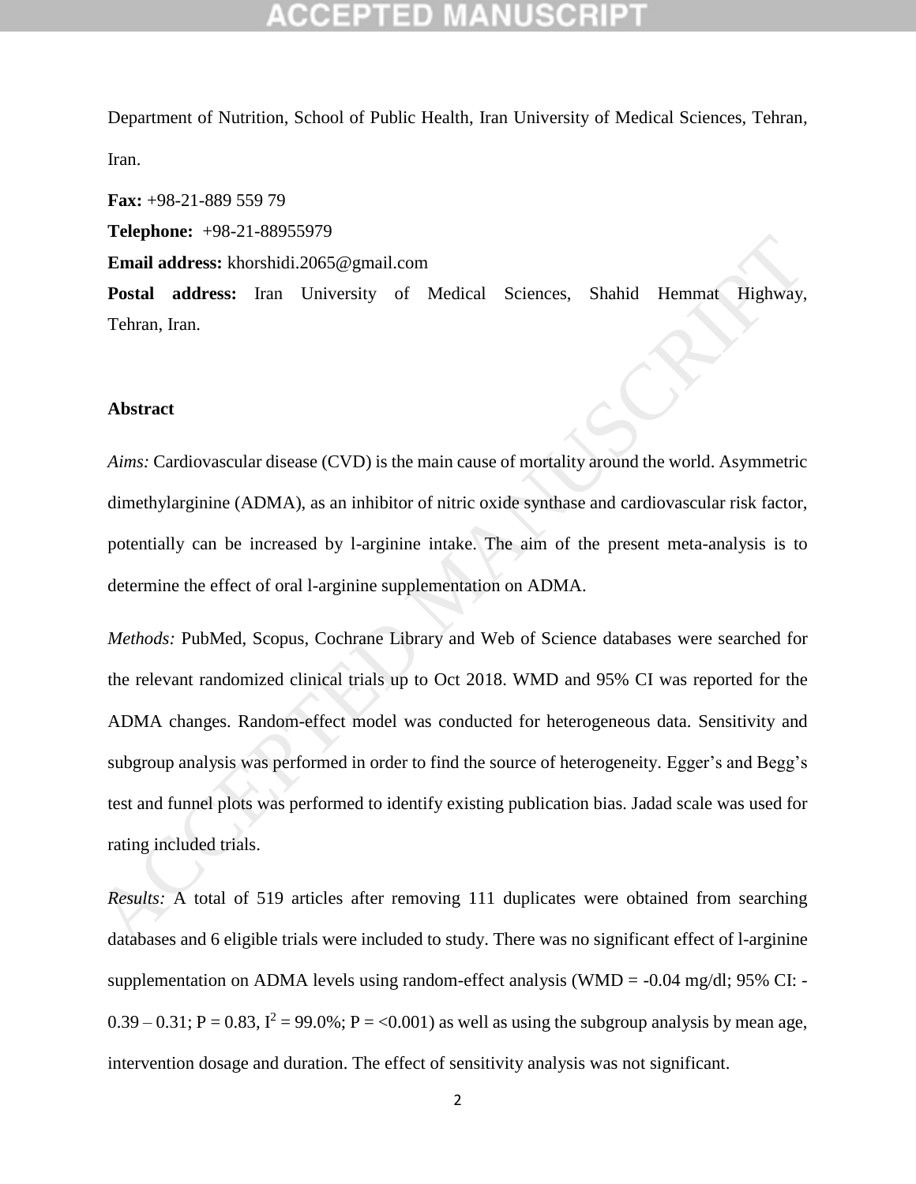Department of Nutrition, School of Public Health, Iran University of Medical Sciences, Tehran, Iran.

**Fax:** +98-21-889 559 79

**Telephone:** +98-21-88955979

**Email address:** khorshidi.2065@gmail.com

**Postal address:** Iran University of Medical Sciences, Shahid Hemmat Highway, Tehran, Iran.

### Abstract

*Aims:* Cardiovascular disease (CVD) is the main cause of mortality around the world. Asymmetric dimethylarginine (ADMA), as an inhibitor of nitric oxide synthase and cardiovascular risk factor, potentially can be increased by l-arginine intake. The aim of the present meta-analysis is to determine the effect of oral l-arginine supplementation on ADMA.

*Methods:* PubMed, Scopus, Cochrane Library and Web of Science databases were searched for the relevant randomized clinical trials up to Oct 2018. WMD and 95% CI was reported for the ADMA changes. Random-effect model was conducted for heterogeneous data. Sensitivity and subgroup analysis was performed in order to find the source of heterogeneity. Egger's and Begg's test and funnel plots was performed to identify existing publication bias. Jadad scale was used for rating included trials.

*Results:* A total of 519 articles after removing 111 duplicates were obtained from searching databases and 6 eligible trials were included to study. There was no significant effect of l-arginine supplementation on ADMA levels using random-effect analysis (WMD = -0.04 mg/dl; 95% CI: -0.39 – 0.31; P = 0.83, $I^2$ = 99.0%; P = <0.001) as well as using the subgroup analysis by mean age, intervention dosage and duration. The effect of sensitivity analysis was not significant.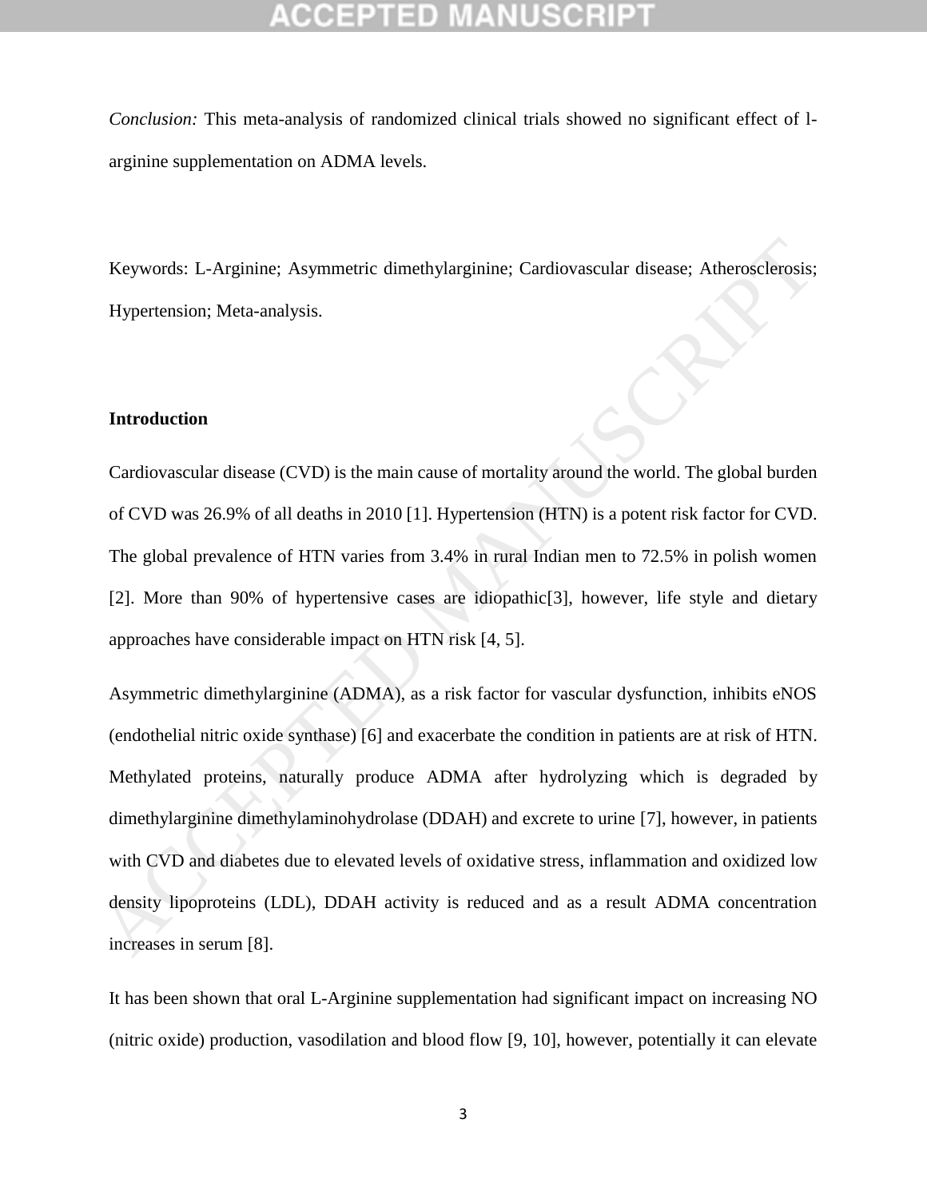*Conclusion:* This meta-analysis of randomized clinical trials showed no significant effect of l-arginine supplementation on ADMA levels.

Keywords: L-Arginine; Asymmetric dimethylarginine; Cardiovascular disease; Atherosclerosis; Hypertension; Meta-analysis.

## Introduction

Cardiovascular disease (CVD) is the main cause of mortality around the world. The global burden of CVD was 26.9% of all deaths in 2010 [1]. Hypertension (HTN) is a potent risk factor for CVD. The global prevalence of HTN varies from 3.4% in rural Indian men to 72.5% in polish women [2]. More than 90% of hypertensive cases are idiopathic[3], however, life style and dietary approaches have considerable impact on HTN risk [4, 5].

Asymmetric dimethylarginine (ADMA), as a risk factor for vascular dysfunction, inhibits eNOS (endothelial nitric oxide synthase) [6] and exacerbate the condition in patients are at risk of HTN. Methylated proteins, naturally produce ADMA after hydrolyzing which is degraded by dimethylarginine dimethylaminohydrolase (DDAH) and excrete to urine [7], however, in patients with CVD and diabetes due to elevated levels of oxidative stress, inflammation and oxidized low density lipoproteins (LDL), DDAH activity is reduced and as a result ADMA concentration increases in serum [8].

It has been shown that oral L-Arginine supplementation had significant impact on increasing NO (nitric oxide) production, vasodilation and blood flow [9, 10], however, potentially it can elevate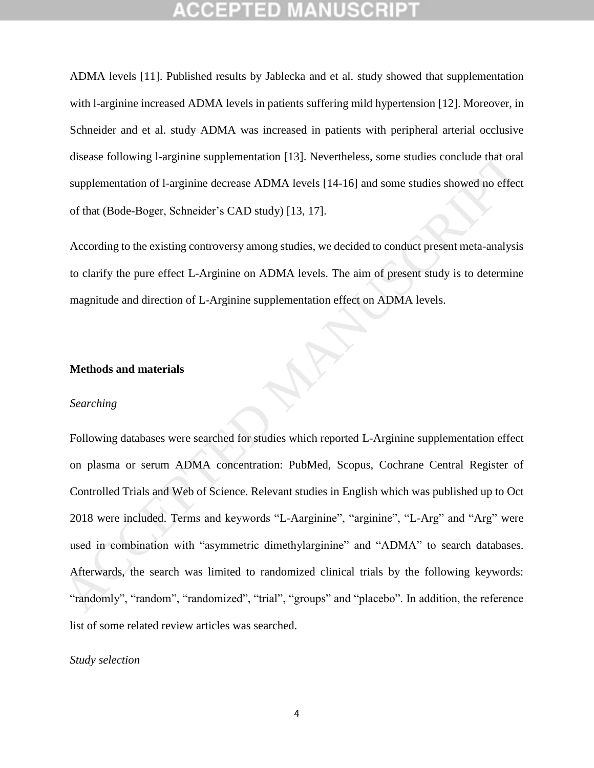ADMA levels [11]. Published results by Jablecka and et al. study showed that supplementation with l-arginine increased ADMA levels in patients suffering mild hypertension [12]. Moreover, in Schneider and et al. study ADMA was increased in patients with peripheral arterial occlusive disease following l-arginine supplementation [13]. Nevertheless, some studies conclude that oral supplementation of l-arginine decrease ADMA levels [14-16] and some studies showed no effect of that (Bode-Boger, Schneider's CAD study) [13, 17].

According to the existing controversy among studies, we decided to conduct present meta-analysis to clarify the pure effect L-Arginine on ADMA levels. The aim of present study is to determine magnitude and direction of L-Arginine supplementation effect on ADMA levels.

## Methods and materials

### *Searching*

Following databases were searched for studies which reported L-Arginine supplementation effect on plasma or serum ADMA concentration: PubMed, Scopus, Cochrane Central Register of Controlled Trials and Web of Science. Relevant studies in English which was published up to Oct 2018 were included. Terms and keywords "L-Aarginine", "arginine", "L-Arg" and "Arg" were used in combination with "asymmetric dimethylarginine" and "ADMA" to search databases. Afterwards, the search was limited to randomized clinical trials by the following keywords: "randomly", "random", "randomized", "trial", "groups" and "placebo". In addition, the reference list of some related review articles was searched.

### *Study selection*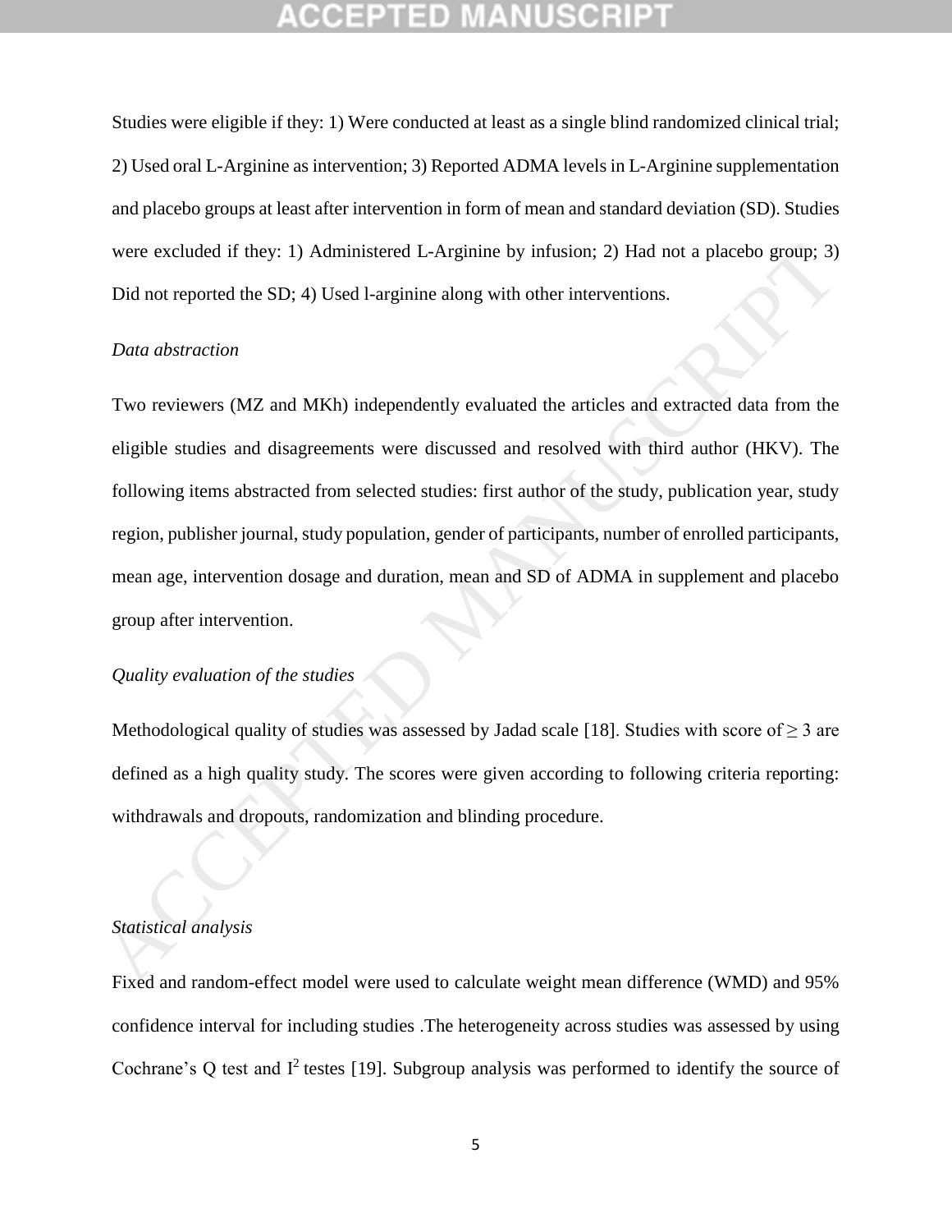Studies were eligible if they: 1) Were conducted at least as a single blind randomized clinical trial; 2) Used oral L-Arginine as intervention; 3) Reported ADMA levels in L-Arginine supplementation and placebo groups at least after intervention in form of mean and standard deviation (SD). Studies were excluded if they: 1) Administered L-Arginine by infusion; 2) Had not a placebo group; 3) Did not reported the SD; 4) Used l-arginine along with other interventions.

*Data abstraction*

Two reviewers (MZ and MKh) independently evaluated the articles and extracted data from the eligible studies and disagreements were discussed and resolved with third author (HKV). The following items abstracted from selected studies: first author of the study, publication year, study region, publisher journal, study population, gender of participants, number of enrolled participants, mean age, intervention dosage and duration, mean and SD of ADMA in supplement and placebo group after intervention.

*Quality evaluation of the studies*

Methodological quality of studies was assessed by Jadad scale [18]. Studies with score of ≥ 3 are defined as a high quality study. The scores were given according to following criteria reporting: withdrawals and dropouts, randomization and blinding procedure.

*Statistical analysis*

Fixed and random-effect model were used to calculate weight mean difference (WMD) and 95% confidence interval for including studies .The heterogeneity across studies was assessed by using Cochrane's Q test and $I^2$ testes [19]. Subgroup analysis was performed to identify the source of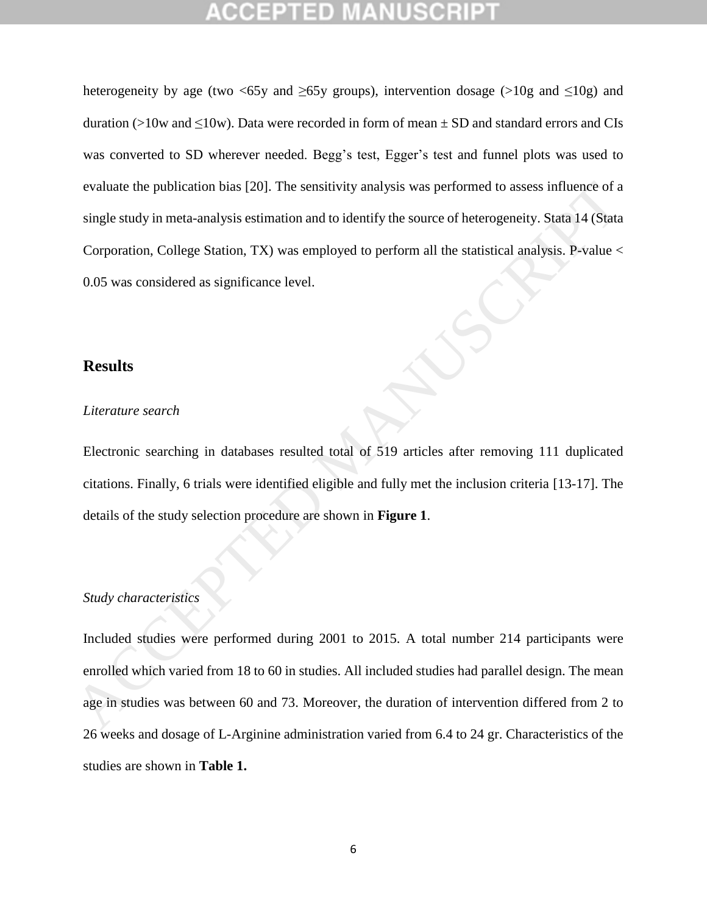heterogeneity by age (two <65y and ≥65y groups), intervention dosage (>10g and ≤10g) and duration (>10w and ≤10w). Data were recorded in form of mean ± SD and standard errors and CIs was converted to SD wherever needed. Begg's test, Egger's test and funnel plots was used to evaluate the publication bias [20]. The sensitivity analysis was performed to assess influence of a single study in meta-analysis estimation and to identify the source of heterogeneity. Stata 14 (Stata Corporation, College Station, TX) was employed to perform all the statistical analysis. P-value < 0.05 was considered as significance level.

## Results

*Literature search*

Electronic searching in databases resulted total of 519 articles after removing 111 duplicated citations. Finally, 6 trials were identified eligible and fully met the inclusion criteria [13-17]. The details of the study selection procedure are shown in **Figure 1**.

*Study characteristics*

Included studies were performed during 2001 to 2015. A total number 214 participants were enrolled which varied from 18 to 60 in studies. All included studies had parallel design. The mean age in studies was between 60 and 73. Moreover, the duration of intervention differed from 2 to 26 weeks and dosage of L-Arginine administration varied from 6.4 to 24 gr. Characteristics of the studies are shown in **Table 1.**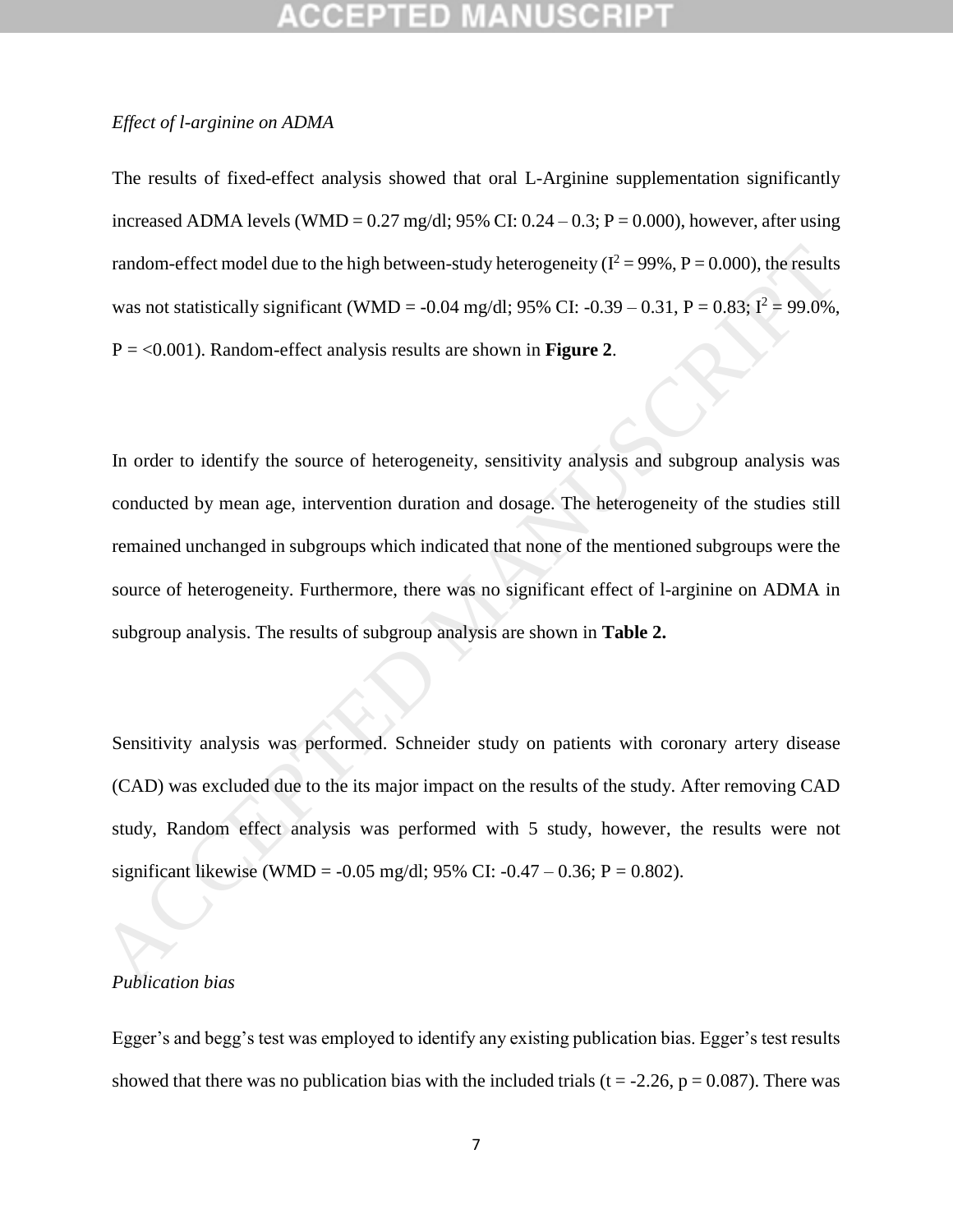*Effect of l-arginine on ADMA*

The results of fixed-effect analysis showed that oral L-Arginine supplementation significantly increased ADMA levels (WMD = 0.27 mg/dl; 95% CI: 0.24 – 0.3; P = 0.000), however, after using random-effect model due to the high between-study heterogeneity ($I^2$ = 99%, P = 0.000), the results was not statistically significant (WMD = -0.04 mg/dl; 95% CI: -0.39 – 0.31, P = 0.83; $I^2$ = 99.0%, P = <0.001). Random-effect analysis results are shown in **Figure 2**.

In order to identify the source of heterogeneity, sensitivity analysis and subgroup analysis was conducted by mean age, intervention duration and dosage. The heterogeneity of the studies still remained unchanged in subgroups which indicated that none of the mentioned subgroups were the source of heterogeneity. Furthermore, there was no significant effect of l-arginine on ADMA in subgroup analysis. The results of subgroup analysis are shown in **Table 2.**

Sensitivity analysis was performed. Schneider study on patients with coronary artery disease (CAD) was excluded due to the its major impact on the results of the study. After removing CAD study, Random effect analysis was performed with 5 study, however, the results were not significant likewise (WMD = -0.05 mg/dl; 95% CI: -0.47 – 0.36; P = 0.802).

*Publication bias*

Egger's and begg's test was employed to identify any existing publication bias. Egger's test results showed that there was no publication bias with the included trials (t = -2.26, p = 0.087). There was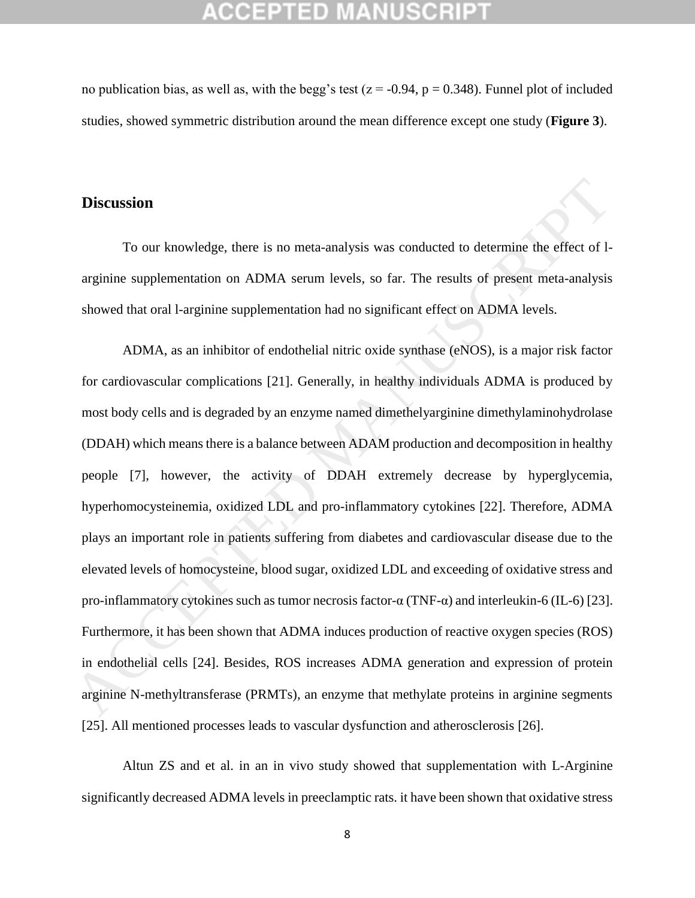no publication bias, as well as, with the begg's test ($z = -0.94$, $p = 0.348$). Funnel plot of included studies, showed symmetric distribution around the mean difference except one study (**Figure 3**).

## Discussion

To our knowledge, there is no meta-analysis was conducted to determine the effect of l-arginine supplementation on ADMA serum levels, so far. The results of present meta-analysis showed that oral l-arginine supplementation had no significant effect on ADMA levels.

ADMA, as an inhibitor of endothelial nitric oxide synthase (eNOS), is a major risk factor for cardiovascular complications [21]. Generally, in healthy individuals ADMA is produced by most body cells and is degraded by an enzyme named dimethelyarginine dimethylaminohydrolase (DDAH) which means there is a balance between ADAM production and decomposition in healthy people [7], however, the activity of DDAH extremely decrease by hyperglycemia, hyperhomocysteinemia, oxidized LDL and pro-inflammatory cytokines [22]. Therefore, ADMA plays an important role in patients suffering from diabetes and cardiovascular disease due to the elevated levels of homocysteine, blood sugar, oxidized LDL and exceeding of oxidative stress and pro-inflammatory cytokines such as tumor necrosis factor-α (TNF-α) and interleukin-6 (IL-6) [23]. Furthermore, it has been shown that ADMA induces production of reactive oxygen species (ROS) in endothelial cells [24]. Besides, ROS increases ADMA generation and expression of protein arginine N-methyltransferase (PRMTs), an enzyme that methylate proteins in arginine segments [25]. All mentioned processes leads to vascular dysfunction and atherosclerosis [26].

Altun ZS and et al. in an in vivo study showed that supplementation with L-Arginine significantly decreased ADMA levels in preeclamptic rats. it have been shown that oxidative stress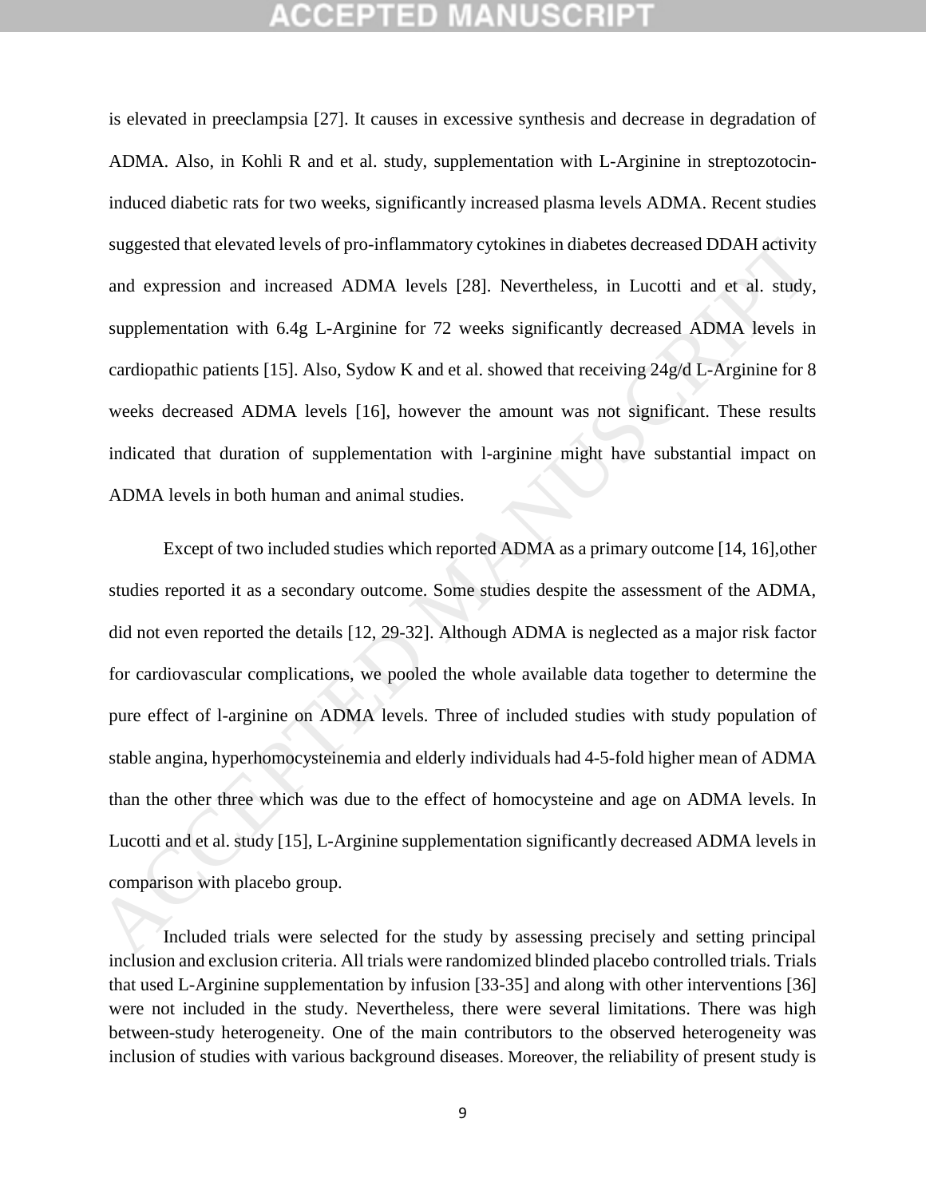is elevated in preeclampsia [27]. It causes in excessive synthesis and decrease in degradation of ADMA. Also, in Kohli R and et al. study, supplementation with L-Arginine in streptozotocin-induced diabetic rats for two weeks, significantly increased plasma levels ADMA. Recent studies suggested that elevated levels of pro-inflammatory cytokines in diabetes decreased DDAH activity and expression and increased ADMA levels [28]. Nevertheless, in Lucotti and et al. study, supplementation with 6.4g L-Arginine for 72 weeks significantly decreased ADMA levels in cardiopathic patients [15]. Also, Sydow K and et al. showed that receiving 24g/d L-Arginine for 8 weeks decreased ADMA levels [16], however the amount was not significant. These results indicated that duration of supplementation with l-arginine might have substantial impact on ADMA levels in both human and animal studies.

Except of two included studies which reported ADMA as a primary outcome [14, 16],other studies reported it as a secondary outcome. Some studies despite the assessment of the ADMA, did not even reported the details [12, 29-32]. Although ADMA is neglected as a major risk factor for cardiovascular complications, we pooled the whole available data together to determine the pure effect of l-arginine on ADMA levels. Three of included studies with study population of stable angina, hyperhomocysteinemia and elderly individuals had 4-5-fold higher mean of ADMA than the other three which was due to the effect of homocysteine and age on ADMA levels. In Lucotti and et al. study [15], L-Arginine supplementation significantly decreased ADMA levels in comparison with placebo group.

Included trials were selected for the study by assessing precisely and setting principal inclusion and exclusion criteria. All trials were randomized blinded placebo controlled trials. Trials that used L-Arginine supplementation by infusion [33-35] and along with other interventions [36] were not included in the study. Nevertheless, there were several limitations. There was high between-study heterogeneity. One of the main contributors to the observed heterogeneity was inclusion of studies with various background diseases. Moreover, the reliability of present study is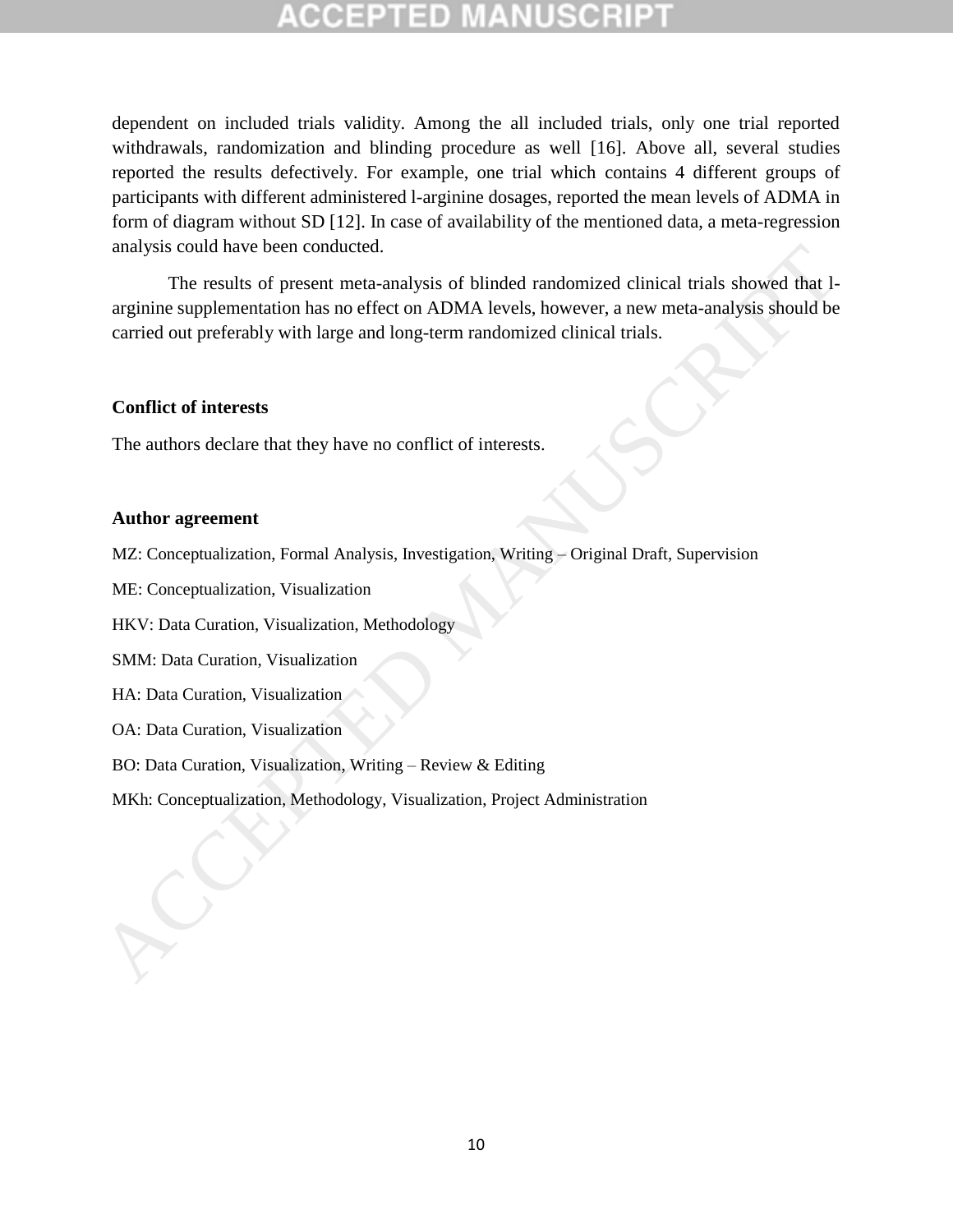dependent on included trials validity. Among the all included trials, only one trial reported withdrawals, randomization and blinding procedure as well [16]. Above all, several studies reported the results defectively. For example, one trial which contains 4 different groups of participants with different administered l-arginine dosages, reported the mean levels of ADMA in form of diagram without SD [12]. In case of availability of the mentioned data, a meta-regression analysis could have been conducted.

The results of present meta-analysis of blinded randomized clinical trials showed that l-arginine supplementation has no effect on ADMA levels, however, a new meta-analysis should be carried out preferably with large and long-term randomized clinical trials.

**Conflict of interests**

The authors declare that they have no conflict of interests.

**Author agreement**

MZ: Conceptualization, Formal Analysis, Investigation, Writing – Original Draft, Supervision

ME: Conceptualization, Visualization

HKV: Data Curation, Visualization, Methodology

SMM: Data Curation, Visualization

HA: Data Curation, Visualization

OA: Data Curation, Visualization

BO: Data Curation, Visualization, Writing – Review & Editing

MKh: Conceptualization, Methodology, Visualization, Project Administration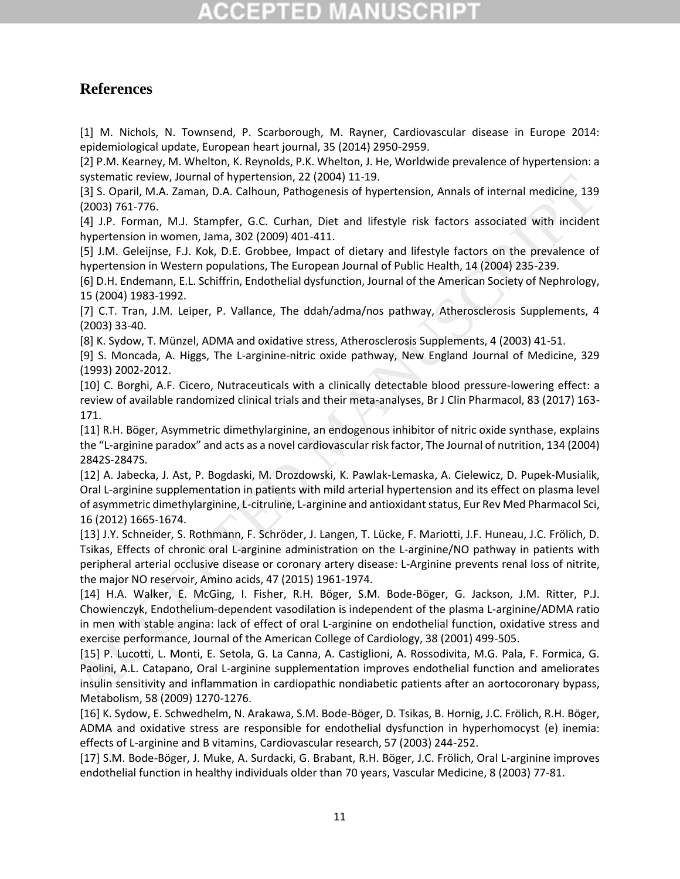# References

[1] M. Nichols, N. Townsend, P. Scarborough, M. Rayner, Cardiovascular disease in Europe 2014: epidemiological update, European heart journal, 35 (2014) 2950-2959.
[2] P.M. Kearney, M. Whelton, K. Reynolds, P.K. Whelton, J. He, Worldwide prevalence of hypertension: a systematic review, Journal of hypertension, 22 (2004) 11-19.
[3] S. Oparil, M.A. Zaman, D.A. Calhoun, Pathogenesis of hypertension, Annals of internal medicine, 139 (2003) 761-776.
[4] J.P. Forman, M.J. Stampfer, G.C. Curhan, Diet and lifestyle risk factors associated with incident hypertension in women, Jama, 302 (2009) 401-411.
[5] J.M. Geleijnse, F.J. Kok, D.E. Grobbee, Impact of dietary and lifestyle factors on the prevalence of hypertension in Western populations, The European Journal of Public Health, 14 (2004) 235-239.
[6] D.H. Endemann, E.L. Schiffrin, Endothelial dysfunction, Journal of the American Society of Nephrology, 15 (2004) 1983-1992.
[7] C.T. Tran, J.M. Leiper, P. Vallance, The ddah/adma/nos pathway, Atherosclerosis Supplements, 4 (2003) 33-40.
[8] K. Sydow, T. Münzel, ADMA and oxidative stress, Atherosclerosis Supplements, 4 (2003) 41-51.
[9] S. Moncada, A. Higgs, The L-arginine-nitric oxide pathway, New England Journal of Medicine, 329 (1993) 2002-2012.
[10] C. Borghi, A.F. Cicero, Nutraceuticals with a clinically detectable blood pressure-lowering effect: a review of available randomized clinical trials and their meta-analyses, Br J Clin Pharmacol, 83 (2017) 163-171.
[11] R.H. Böger, Asymmetric dimethylarginine, an endogenous inhibitor of nitric oxide synthase, explains the "L-arginine paradox" and acts as a novel cardiovascular risk factor, The Journal of nutrition, 134 (2004) 2842S-2847S.
[12] A. Jabecka, J. Ast, P. Bogdaski, M. Drozdowski, K. Pawlak-Lemaska, A. Cielewicz, D. Pupek-Musialik, Oral L-arginine supplementation in patients with mild arterial hypertension and its effect on plasma level of asymmetric dimethylarginine, L-citruline, L-arginine and antioxidant status, Eur Rev Med Pharmacol Sci, 16 (2012) 1665-1674.
[13] J.Y. Schneider, S. Rothmann, F. Schröder, J. Langen, T. Lücke, F. Mariotti, J.F. Huneau, J.C. Frölich, D. Tsikas, Effects of chronic oral L-arginine administration on the L-arginine/NO pathway in patients with peripheral arterial occlusive disease or coronary artery disease: L-Arginine prevents renal loss of nitrite, the major NO reservoir, Amino acids, 47 (2015) 1961-1974.
[14] H.A. Walker, E. McGing, I. Fisher, R.H. Böger, S.M. Bode-Böger, G. Jackson, J.M. Ritter, P.J. Chowienczyk, Endothelium-dependent vasodilation is independent of the plasma L-arginine/ADMA ratio in men with stable angina: lack of effect of oral L-arginine on endothelial function, oxidative stress and exercise performance, Journal of the American College of Cardiology, 38 (2001) 499-505.
[15] P. Lucotti, L. Monti, E. Setola, G. La Canna, A. Castiglioni, A. Rossodivita, M.G. Pala, F. Formica, G. Paolini, A.L. Catapano, Oral L-arginine supplementation improves endothelial function and ameliorates insulin sensitivity and inflammation in cardiopathic nondiabetic patients after an aortocoronary bypass, Metabolism, 58 (2009) 1270-1276.
[16] K. Sydow, E. Schwedhelm, N. Arakawa, S.M. Bode-Böger, D. Tsikas, B. Hornig, J.C. Frölich, R.H. Böger, ADMA and oxidative stress are responsible for endothelial dysfunction in hyperhomocyst (e) inemia: effects of L-arginine and B vitamins, Cardiovascular research, 57 (2003) 244-252.
[17] S.M. Bode-Böger, J. Muke, A. Surdacki, G. Brabant, R.H. Böger, J.C. Frölich, Oral L-arginine improves endothelial function in healthy individuals older than 70 years, Vascular Medicine, 8 (2003) 77-81.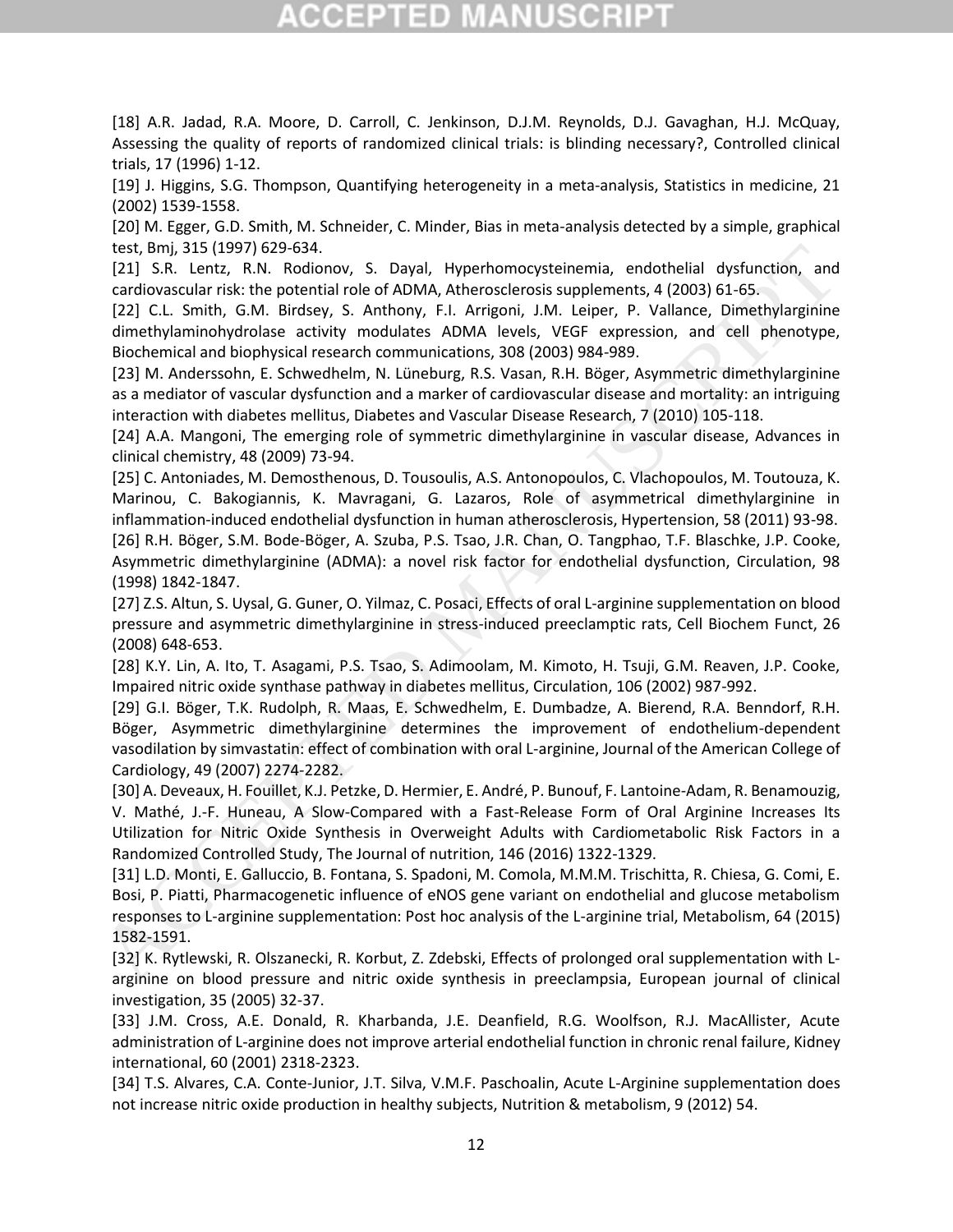[18] A.R. Jadad, R.A. Moore, D. Carroll, C. Jenkinson, D.J.M. Reynolds, D.J. Gavaghan, H.J. McQuay, Assessing the quality of reports of randomized clinical trials: is blinding necessary?, Controlled clinical trials, 17 (1996) 1-12.

[19] J. Higgins, S.G. Thompson, Quantifying heterogeneity in a meta-analysis, Statistics in medicine, 21 (2002) 1539-1558.

[20] M. Egger, G.D. Smith, M. Schneider, C. Minder, Bias in meta-analysis detected by a simple, graphical test, Bmj, 315 (1997) 629-634.

[21] S.R. Lentz, R.N. Rodionov, S. Dayal, Hyperhomocysteinemia, endothelial dysfunction, and cardiovascular risk: the potential role of ADMA, Atherosclerosis supplements, 4 (2003) 61-65.

[22] C.L. Smith, G.M. Birdsey, S. Anthony, F.I. Arrigoni, J.M. Leiper, P. Vallance, Dimethylarginine dimethylaminohydrolase activity modulates ADMA levels, VEGF expression, and cell phenotype, Biochemical and biophysical research communications, 308 (2003) 984-989.

[23] M. Anderssohn, E. Schwedhelm, N. Lüneburg, R.S. Vasan, R.H. Böger, Asymmetric dimethylarginine as a mediator of vascular dysfunction and a marker of cardiovascular disease and mortality: an intriguing interaction with diabetes mellitus, Diabetes and Vascular Disease Research, 7 (2010) 105-118.

[24] A.A. Mangoni, The emerging role of symmetric dimethylarginine in vascular disease, Advances in clinical chemistry, 48 (2009) 73-94.

[25] C. Antoniades, M. Demosthenous, D. Tousoulis, A.S. Antonopoulos, C. Vlachopoulos, M. Toutouza, K. Marinou, C. Bakogiannis, K. Mavragani, G. Lazaros, Role of asymmetrical dimethylarginine in inflammation-induced endothelial dysfunction in human atherosclerosis, Hypertension, 58 (2011) 93-98.

[26] R.H. Böger, S.M. Bode-Böger, A. Szuba, P.S. Tsao, J.R. Chan, O. Tangphao, T.F. Blaschke, J.P. Cooke, Asymmetric dimethylarginine (ADMA): a novel risk factor for endothelial dysfunction, Circulation, 98 (1998) 1842-1847.

[27] Z.S. Altun, S. Uysal, G. Guner, O. Yilmaz, C. Posaci, Effects of oral L-arginine supplementation on blood pressure and asymmetric dimethylarginine in stress-induced preeclamptic rats, Cell Biochem Funct, 26 (2008) 648-653.

[28] K.Y. Lin, A. Ito, T. Asagami, P.S. Tsao, S. Adimoolam, M. Kimoto, H. Tsuji, G.M. Reaven, J.P. Cooke, Impaired nitric oxide synthase pathway in diabetes mellitus, Circulation, 106 (2002) 987-992.

[29] G.I. Böger, T.K. Rudolph, R. Maas, E. Schwedhelm, E. Dumbadze, A. Bierend, R.A. Benndorf, R.H. Böger, Asymmetric dimethylarginine determines the improvement of endothelium-dependent vasodilation by simvastatin: effect of combination with oral L-arginine, Journal of the American College of Cardiology, 49 (2007) 2274-2282.

[30] A. Deveaux, H. Fouillet, K.J. Petzke, D. Hermier, E. André, P. Bunouf, F. Lantoine-Adam, R. Benamouzig, V. Mathé, J.-F. Huneau, A Slow-Compared with a Fast-Release Form of Oral Arginine Increases Its Utilization for Nitric Oxide Synthesis in Overweight Adults with Cardiometabolic Risk Factors in a Randomized Controlled Study, The Journal of nutrition, 146 (2016) 1322-1329.

[31] L.D. Monti, E. Galluccio, B. Fontana, S. Spadoni, M. Comola, M.M.M. Trischitta, R. Chiesa, G. Comi, E. Bosi, P. Piatti, Pharmacogenetic influence of eNOS gene variant on endothelial and glucose metabolism responses to L-arginine supplementation: Post hoc analysis of the L-arginine trial, Metabolism, 64 (2015) 1582-1591.

[32] K. Rytlewski, R. Olszanecki, R. Korbut, Z. Zdebski, Effects of prolonged oral supplementation with L-arginine on blood pressure and nitric oxide synthesis in preeclampsia, European journal of clinical investigation, 35 (2005) 32-37.

[33] J.M. Cross, A.E. Donald, R. Kharbanda, J.E. Deanfield, R.G. Woolfson, R.J. MacAllister, Acute administration of L-arginine does not improve arterial endothelial function in chronic renal failure, Kidney international, 60 (2001) 2318-2323.

[34] T.S. Alvares, C.A. Conte-Junior, J.T. Silva, V.M.F. Paschoalin, Acute L-Arginine supplementation does not increase nitric oxide production in healthy subjects, Nutrition & metabolism, 9 (2012) 54.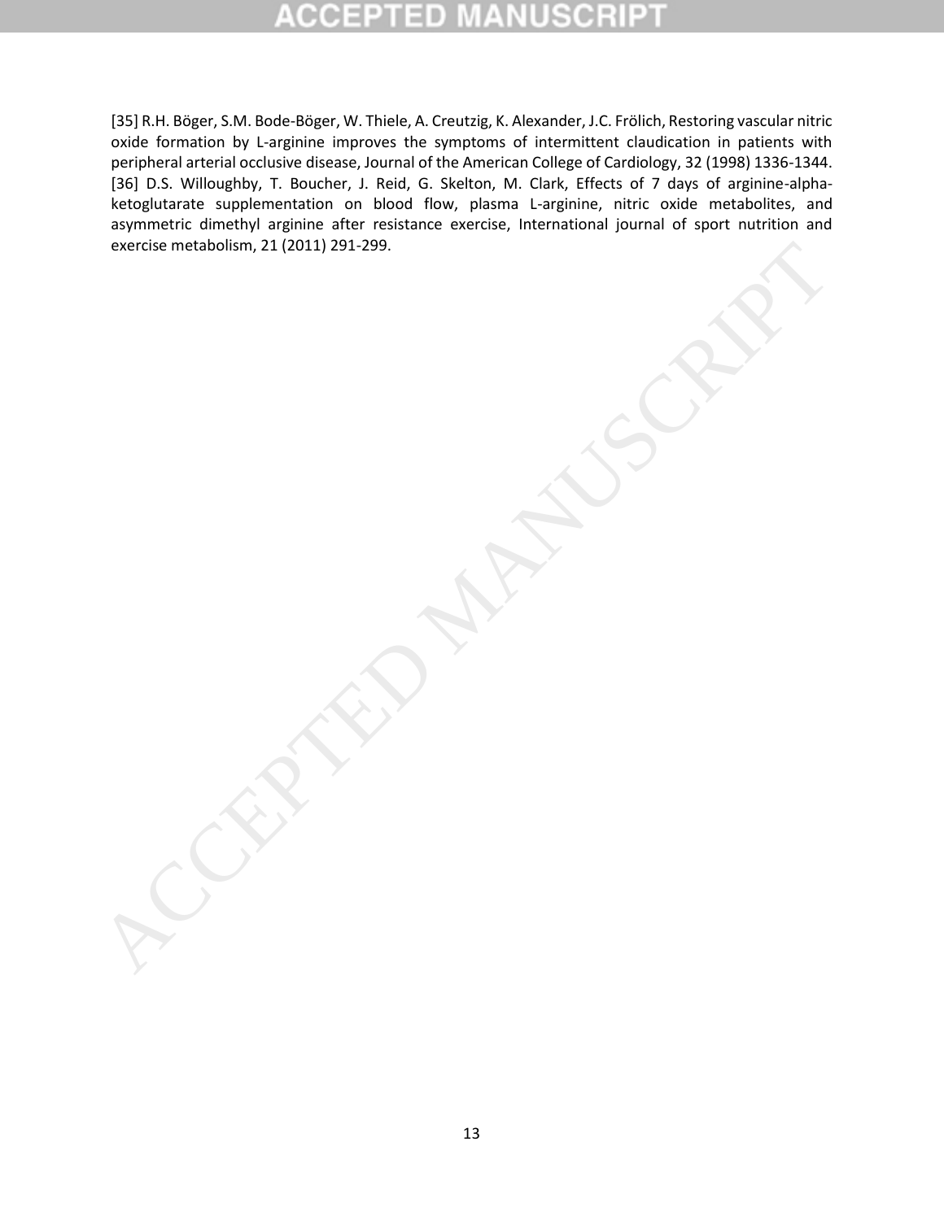[35] R.H. Böger, S.M. Bode-Böger, W. Thiele, A. Creutzig, K. Alexander, J.C. Frölich, Restoring vascular nitric oxide formation by L-arginine improves the symptoms of intermittent claudication in patients with peripheral arterial occlusive disease, Journal of the American College of Cardiology, 32 (1998) 1336-1344.

[36] D.S. Willoughby, T. Boucher, J. Reid, G. Skelton, M. Clark, Effects of 7 days of arginine-alpha-ketoglutarate supplementation on blood flow, plasma L-arginine, nitric oxide metabolites, and asymmetric dimethyl arginine after resistance exercise, International journal of sport nutrition and exercise metabolism, 21 (2011) 291-299.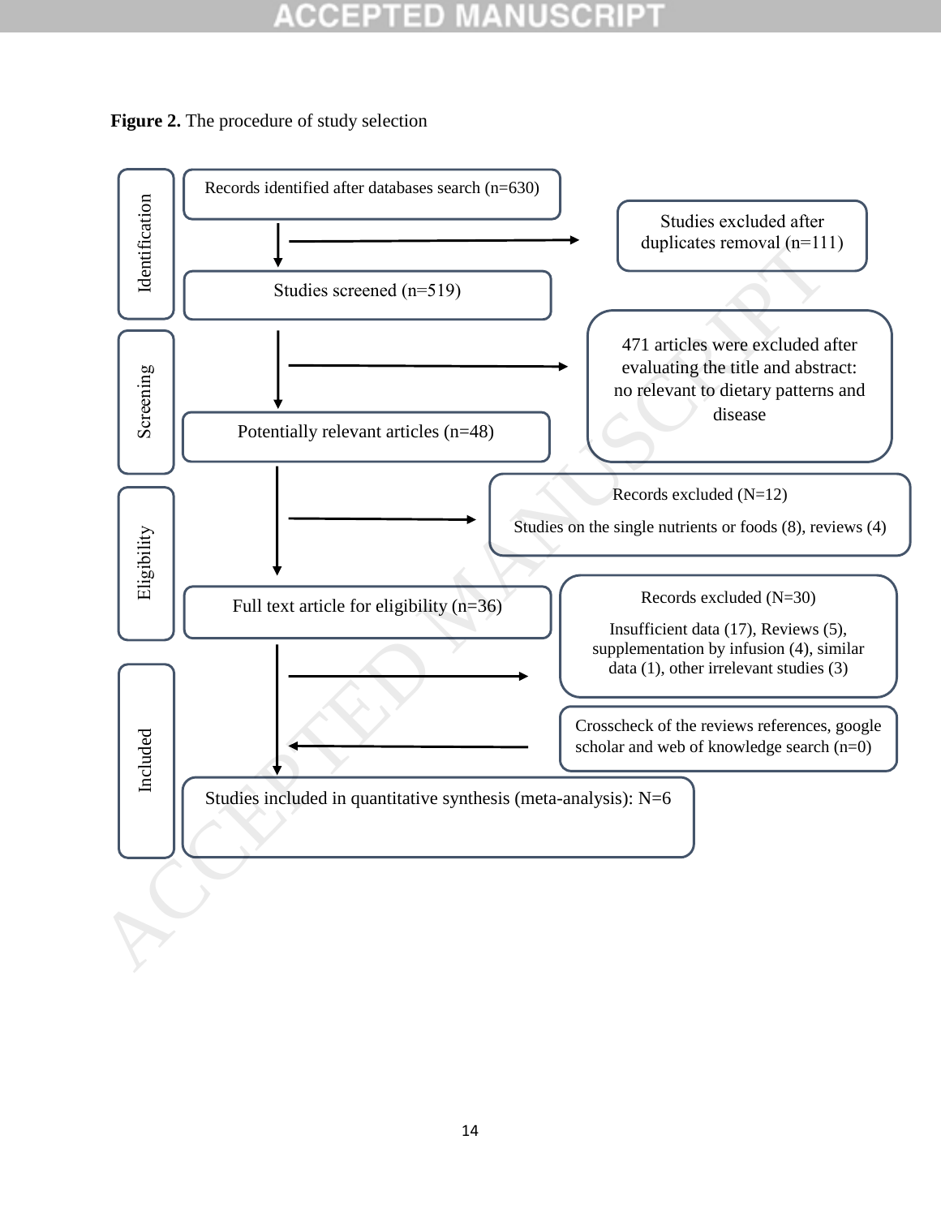**Figure 2.** The procedure of study selection

**Identification**

- Records identified after databases search (n=630)
  - Studies excluded after duplicates removal (n=111)
- Studies screened (n=519)

**Screening**

- 471 articles were excluded after evaluating the title and abstract: no relevant to dietary patterns and disease
- Potentially relevant articles (n=48)

**Eligibility**

- Records excluded (N=12)
  - Studies on the single nutrients or foods (8), reviews (4)
- Full text article for eligibility (n=36)

**Included**

- Records excluded (N=30)
  - Insufficient data (17), Reviews (5), supplementation by infusion (4), similar data (1), other irrelevant studies (3)
- Crosscheck of the reviews references, google scholar and web of knowledge search (n=0)
- Studies included in quantitative synthesis (meta-analysis): N=6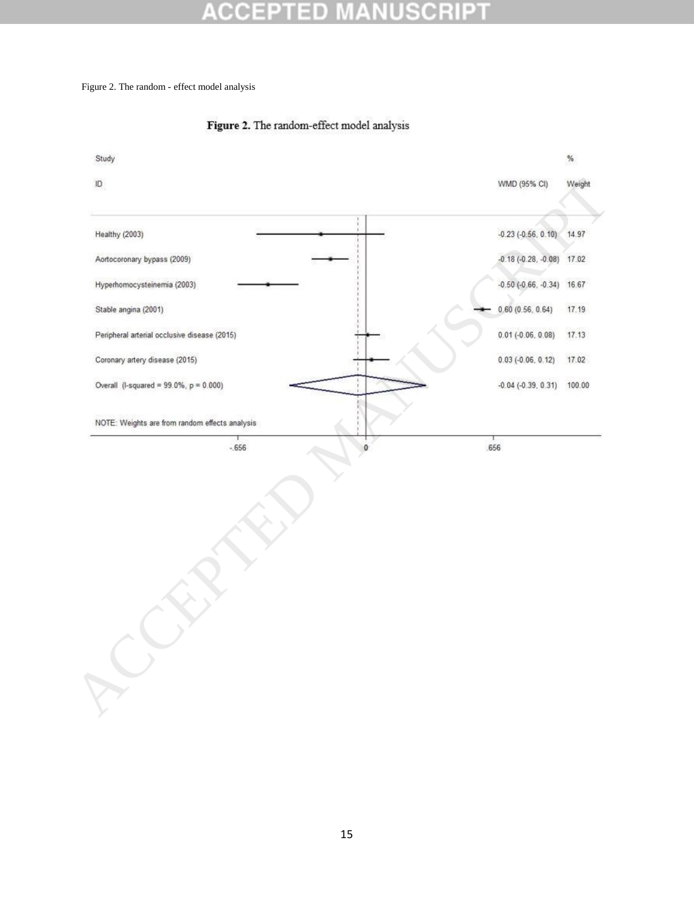Figure 2. The random - effect model analysis

**Figure 2.** The random-effect model analysis

| Study ID | WMD (95% CI) | % Weight |
|---|---|---|
| Healthy (2003) | -0.23 (-0.56, 0.10) | 14.97 |
| Aortocoronary bypass (2009) | -0.18 (-0.28, -0.08) | 17.02 |
| Hyperhomocysteinemia (2003) | -0.50 (-0.66, -0.34) | 16.67 |
| Stable angina (2001) | 0.60 (0.56, 0.64) | 17.19 |
| Peripheral arterial occlusive disease (2015) | 0.01 (-0.06, 0.08) | 17.13 |
| Coronary artery disease (2015) | 0.03 (-0.06, 0.12) | 17.02 |
| Overall (I-squared = 99.0%, p = 0.000) | -0.04 (-0.39, 0.31) | 100.00 |

NOTE: Weights are from random effects analysis

Axis: -.656, 0, .656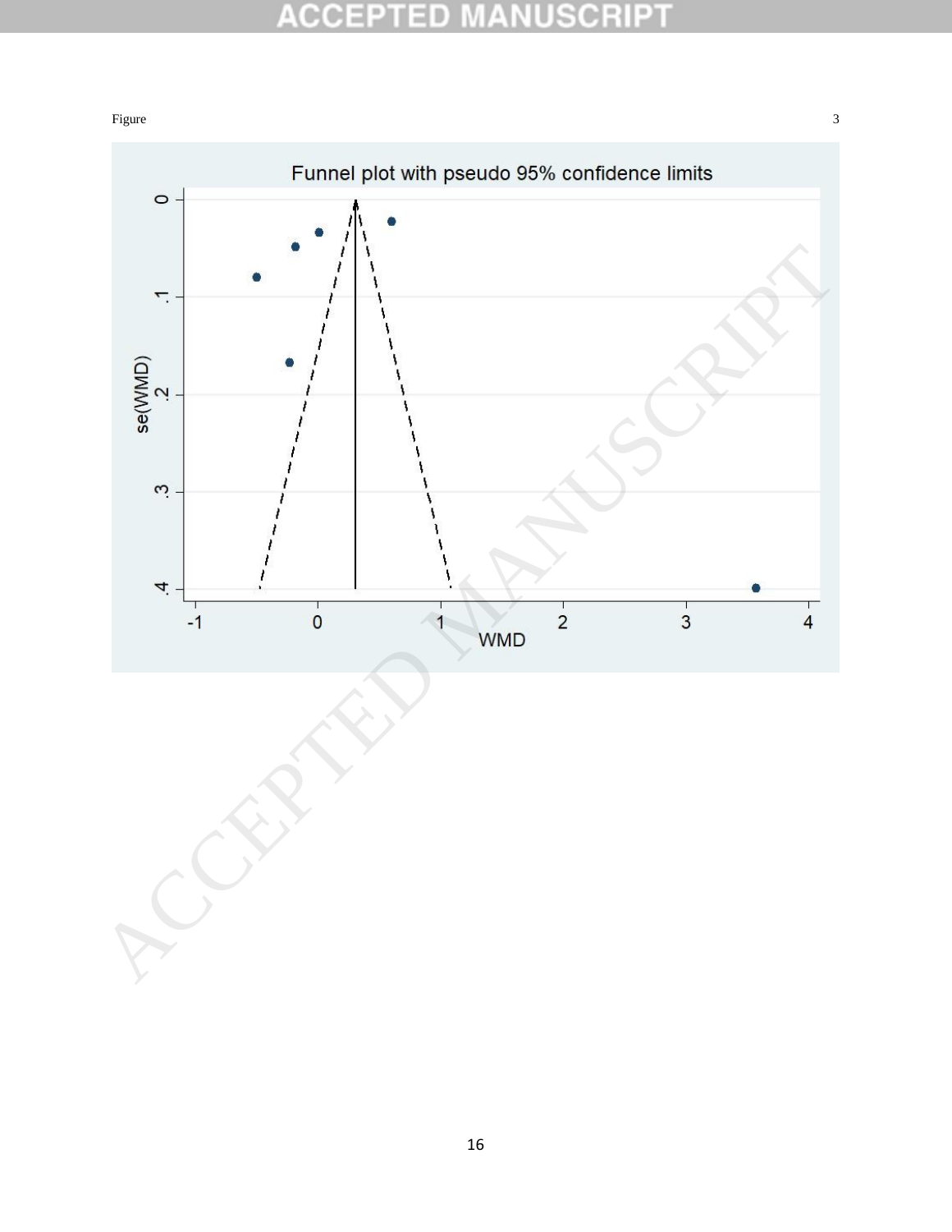Figure 3

Funnel plot with pseudo 95% confidence limits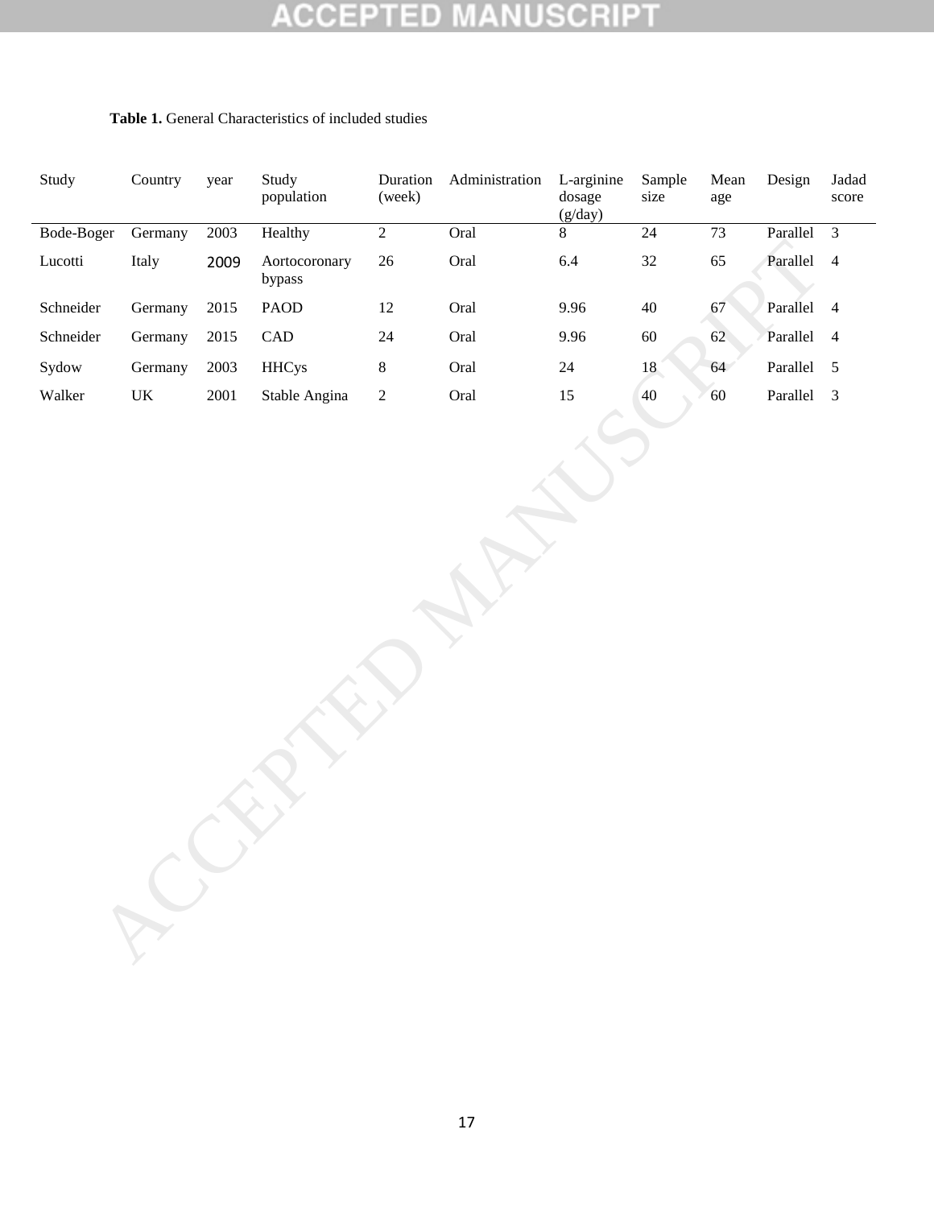**Table 1.** General Characteristics of included studies

| Study | Country | year | Study population | Duration (week) | Administration | L-arginine dosage (g/day) | Sample size | Mean age | Design | Jadad score |
|---|---|---|---|---|---|---|---|---|---|---|
| Bode-Boger | Germany | 2003 | Healthy | 2 | Oral | 8 | 24 | 73 | Parallel | 3 |
| Lucotti | Italy | 2009 | Aortocoronary bypass | 26 | Oral | 6.4 | 32 | 65 | Parallel | 4 |
| Schneider | Germany | 2015 | PAOD | 12 | Oral | 9.96 | 40 | 67 | Parallel | 4 |
| Schneider | Germany | 2015 | CAD | 24 | Oral | 9.96 | 60 | 62 | Parallel | 4 |
| Sydow | Germany | 2003 | HHCys | 8 | Oral | 24 | 18 | 64 | Parallel | 5 |
| Walker | UK | 2001 | Stable Angina | 2 | Oral | 15 | 40 | 60 | Parallel | 3 |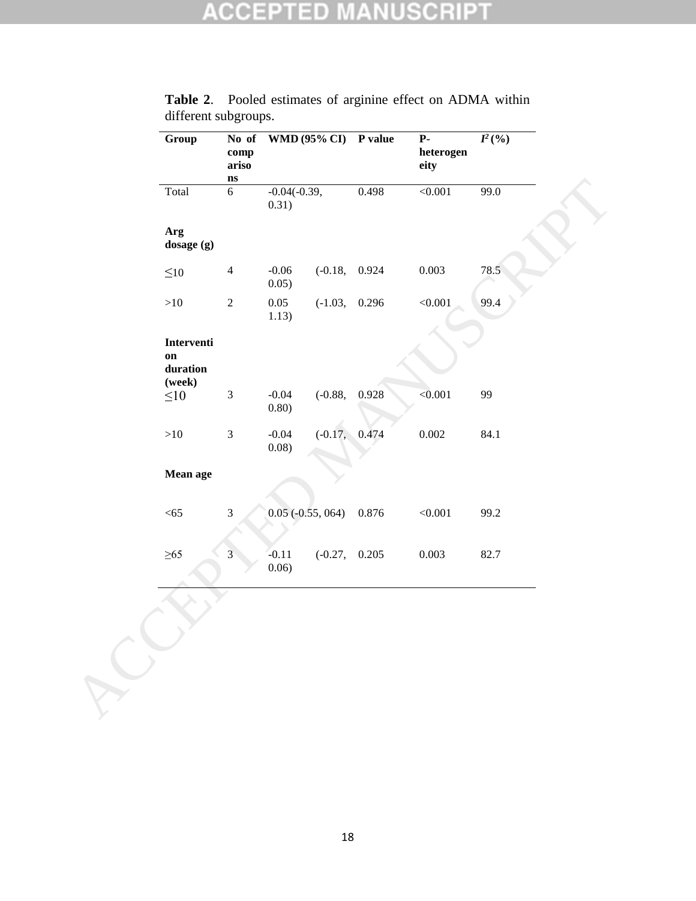**Table 2**. Pooled estimates of arginine effect on ADMA within different subgroups.

| Group | No of comparisons | WMD (95% CI) | P value | P-heterogeneity | $I^2$ (%) |
|---|---|---|---|---|---|
| Total | 6 | -0.04(-0.39, 0.31) | 0.498 | <0.001 | 99.0 |
| **Arg dosage (g)** | | | | | |
| ≤10 | 4 | -0.06 (-0.18, 0.05) | 0.924 | 0.003 | 78.5 |
| >10 | 2 | 0.05 (-1.03, 1.13) | 0.296 | <0.001 | 99.4 |
| **Intervention duration (week)** | | | | | |
| ≤10 | 3 | -0.04 (-0.88, 0.80) | 0.928 | <0.001 | 99 |
| >10 | 3 | -0.04 (-0.17, 0.08) | 0.474 | 0.002 | 84.1 |
| **Mean age** | | | | | |
| <65 | 3 | 0.05 (-0.55, 064) | 0.876 | <0.001 | 99.2 |
| ≥65 | 3 | -0.11 (-0.27, 0.06) | 0.205 | 0.003 | 82.7 |